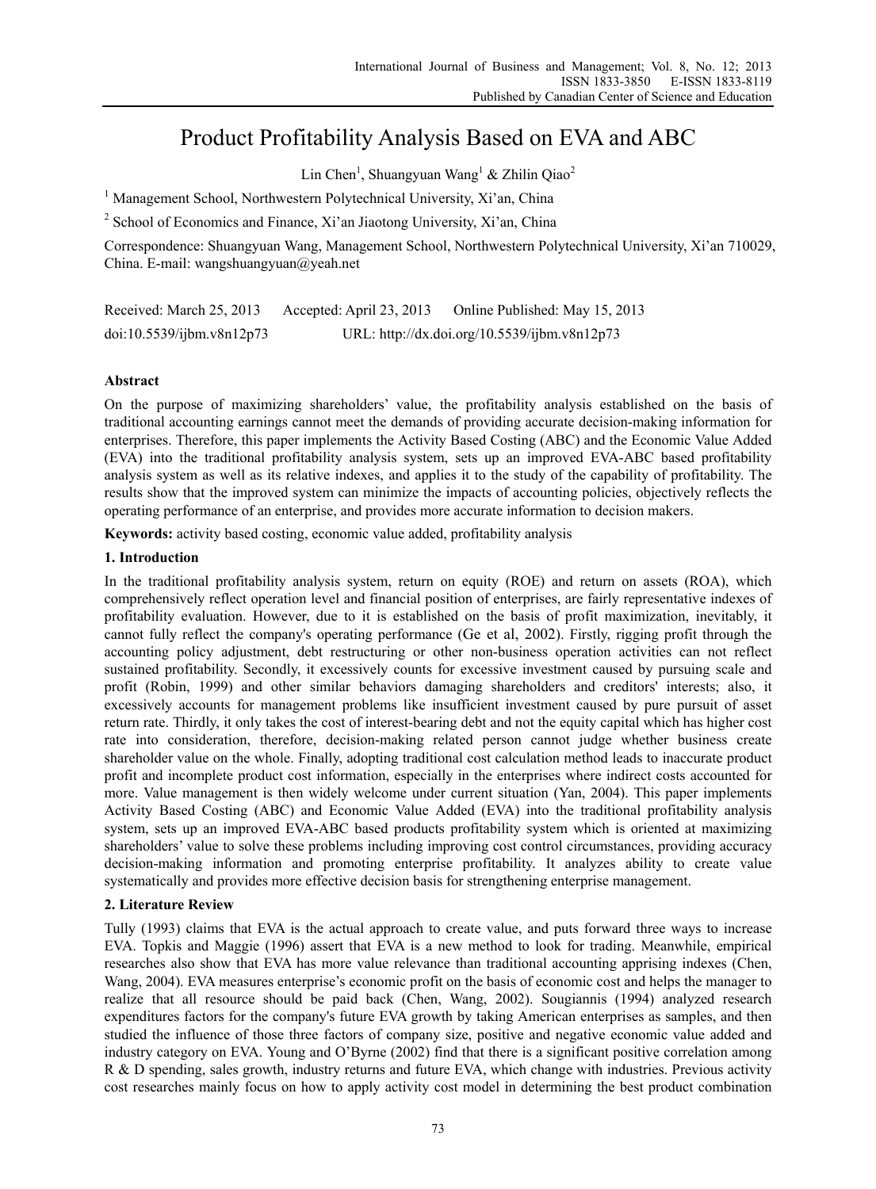# Product Profitability Analysis Based on EVA and ABC

Lin Chen[1], Shuangyuan Wang[1] & Zhilin Qiao[2]

[1] Management School, Northwestern Polytechnical University, Xi'an, China

[2] School of Economics and Finance, Xi'an Jiaotong University, Xi'an, China

Correspondence: Shuangyuan Wang, Management School, Northwestern Polytechnical University, Xi'an 710029, China. E-mail: wangshuangyuan@yeah.net

Received: March 25, 2013 Accepted: April 23, 2013 Online Published: May 15, 2013

doi:10.5539/ijbm.v8n12p73 URL: http://dx.doi.org/10.5539/ijbm.v8n12p73

## Abstract

On the purpose of maximizing shareholders' value, the profitability analysis established on the basis of traditional accounting earnings cannot meet the demands of providing accurate decision-making information for enterprises. Therefore, this paper implements the Activity Based Costing (ABC) and the Economic Value Added (EVA) into the traditional profitability analysis system, sets up an improved EVA-ABC based profitability analysis system as well as its relative indexes, and applies it to the study of the capability of profitability. The results show that the improved system can minimize the impacts of accounting policies, objectively reflects the operating performance of an enterprise, and provides more accurate information to decision makers.

**Keywords:** activity based costing, economic value added, profitability analysis

## 1. Introduction

In the traditional profitability analysis system, return on equity (ROE) and return on assets (ROA), which comprehensively reflect operation level and financial position of enterprises, are fairly representative indexes of profitability evaluation. However, due to it is established on the basis of profit maximization, inevitably, it cannot fully reflect the company's operating performance (Ge et al, 2002). Firstly, rigging profit through the accounting policy adjustment, debt restructuring or other non-business operation activities can not reflect sustained profitability. Secondly, it excessively counts for excessive investment caused by pursuing scale and profit (Robin, 1999) and other similar behaviors damaging shareholders and creditors' interests; also, it excessively accounts for management problems like insufficient investment caused by pure pursuit of asset return rate. Thirdly, it only takes the cost of interest-bearing debt and not the equity capital which has higher cost rate into consideration, therefore, decision-making related person cannot judge whether business create shareholder value on the whole. Finally, adopting traditional cost calculation method leads to inaccurate product profit and incomplete product cost information, especially in the enterprises where indirect costs accounted for more. Value management is then widely welcome under current situation (Yan, 2004). This paper implements Activity Based Costing (ABC) and Economic Value Added (EVA) into the traditional profitability analysis system, sets up an improved EVA-ABC based products profitability system which is oriented at maximizing shareholders' value to solve these problems including improving cost control circumstances, providing accuracy decision-making information and promoting enterprise profitability. It analyzes ability to create value systematically and provides more effective decision basis for strengthening enterprise management.

## 2. Literature Review

Tully (1993) claims that EVA is the actual approach to create value, and puts forward three ways to increase EVA. Topkis and Maggie (1996) assert that EVA is a new method to look for trading. Meanwhile, empirical researches also show that EVA has more value relevance than traditional accounting apprising indexes (Chen, Wang, 2004). EVA measures enterprise's economic profit on the basis of economic cost and helps the manager to realize that all resource should be paid back (Chen, Wang, 2002). Sougiannis (1994) analyzed research expenditures factors for the company's future EVA growth by taking American enterprises as samples, and then studied the influence of those three factors of company size, positive and negative economic value added and industry category on EVA. Young and O'Byrne (2002) find that there is a significant positive correlation among R & D spending, sales growth, industry returns and future EVA, which change with industries. Previous activity cost researches mainly focus on how to apply activity cost model in determining the best product combination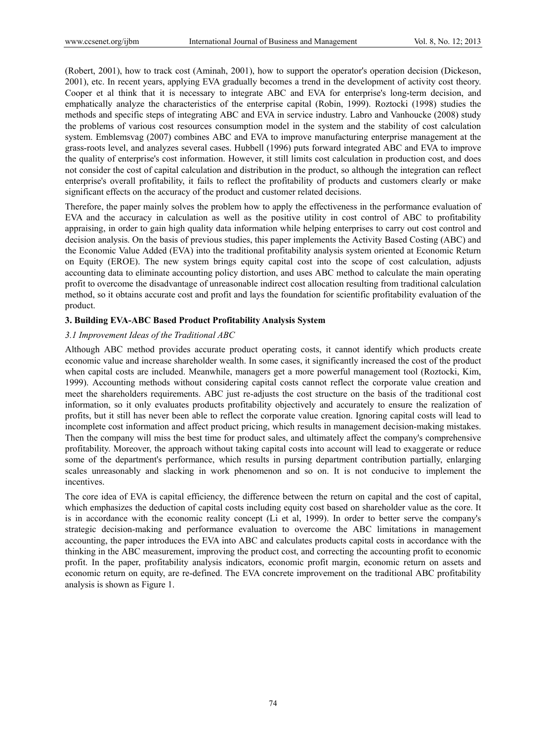(Robert, 2001), how to track cost (Aminah, 2001), how to support the operator's operation decision (Dickeson, 2001), etc. In recent years, applying EVA gradually becomes a trend in the development of activity cost theory. Cooper et al think that it is necessary to integrate ABC and EVA for enterprise's long-term decision, and emphatically analyze the characteristics of the enterprise capital (Robin, 1999). Roztocki (1998) studies the methods and specific steps of integrating ABC and EVA in service industry. Labro and Vanhoucke (2008) study the problems of various cost resources consumption model in the system and the stability of cost calculation system. Emblemsvag (2007) combines ABC and EVA to improve manufacturing enterprise management at the grass-roots level, and analyzes several cases. Hubbell (1996) puts forward integrated ABC and EVA to improve the quality of enterprise's cost information. However, it still limits cost calculation in production cost, and does not consider the cost of capital calculation and distribution in the product, so although the integration can reflect enterprise's overall profitability, it fails to reflect the profitability of products and customers clearly or make significant effects on the accuracy of the product and customer related decisions.

Therefore, the paper mainly solves the problem how to apply the effectiveness in the performance evaluation of EVA and the accuracy in calculation as well as the positive utility in cost control of ABC to profitability appraising, in order to gain high quality data information while helping enterprises to carry out cost control and decision analysis. On the basis of previous studies, this paper implements the Activity Based Costing (ABC) and the Economic Value Added (EVA) into the traditional profitability analysis system oriented at Economic Return on Equity (EROE). The new system brings equity capital cost into the scope of cost calculation, adjusts accounting data to eliminate accounting policy distortion, and uses ABC method to calculate the main operating profit to overcome the disadvantage of unreasonable indirect cost allocation resulting from traditional calculation method, so it obtains accurate cost and profit and lays the foundation for scientific profitability evaluation of the product.

## 3. Building EVA-ABC Based Product Profitability Analysis System

### *3.1 Improvement Ideas of the Traditional ABC*

Although ABC method provides accurate product operating costs, it cannot identify which products create economic value and increase shareholder wealth. In some cases, it significantly increased the cost of the product when capital costs are included. Meanwhile, managers get a more powerful management tool (Roztocki, Kim, 1999). Accounting methods without considering capital costs cannot reflect the corporate value creation and meet the shareholders requirements. ABC just re-adjusts the cost structure on the basis of the traditional cost information, so it only evaluates products profitability objectively and accurately to ensure the realization of profits, but it still has never been able to reflect the corporate value creation. Ignoring capital costs will lead to incomplete cost information and affect product pricing, which results in management decision-making mistakes. Then the company will miss the best time for product sales, and ultimately affect the company's comprehensive profitability. Moreover, the approach without taking capital costs into account will lead to exaggerate or reduce some of the department's performance, which results in pursing department contribution partially, enlarging scales unreasonably and slacking in work phenomenon and so on. It is not conducive to implement the incentives.

The core idea of EVA is capital efficiency, the difference between the return on capital and the cost of capital, which emphasizes the deduction of capital costs including equity cost based on shareholder value as the core. It is in accordance with the economic reality concept (Li et al, 1999). In order to better serve the company's strategic decision-making and performance evaluation to overcome the ABC limitations in management accounting, the paper introduces the EVA into ABC and calculates products capital costs in accordance with the thinking in the ABC measurement, improving the product cost, and correcting the accounting profit to economic profit. In the paper, profitability analysis indicators, economic profit margin, economic return on assets and economic return on equity, are re-defined. The EVA concrete improvement on the traditional ABC profitability analysis is shown as Figure 1.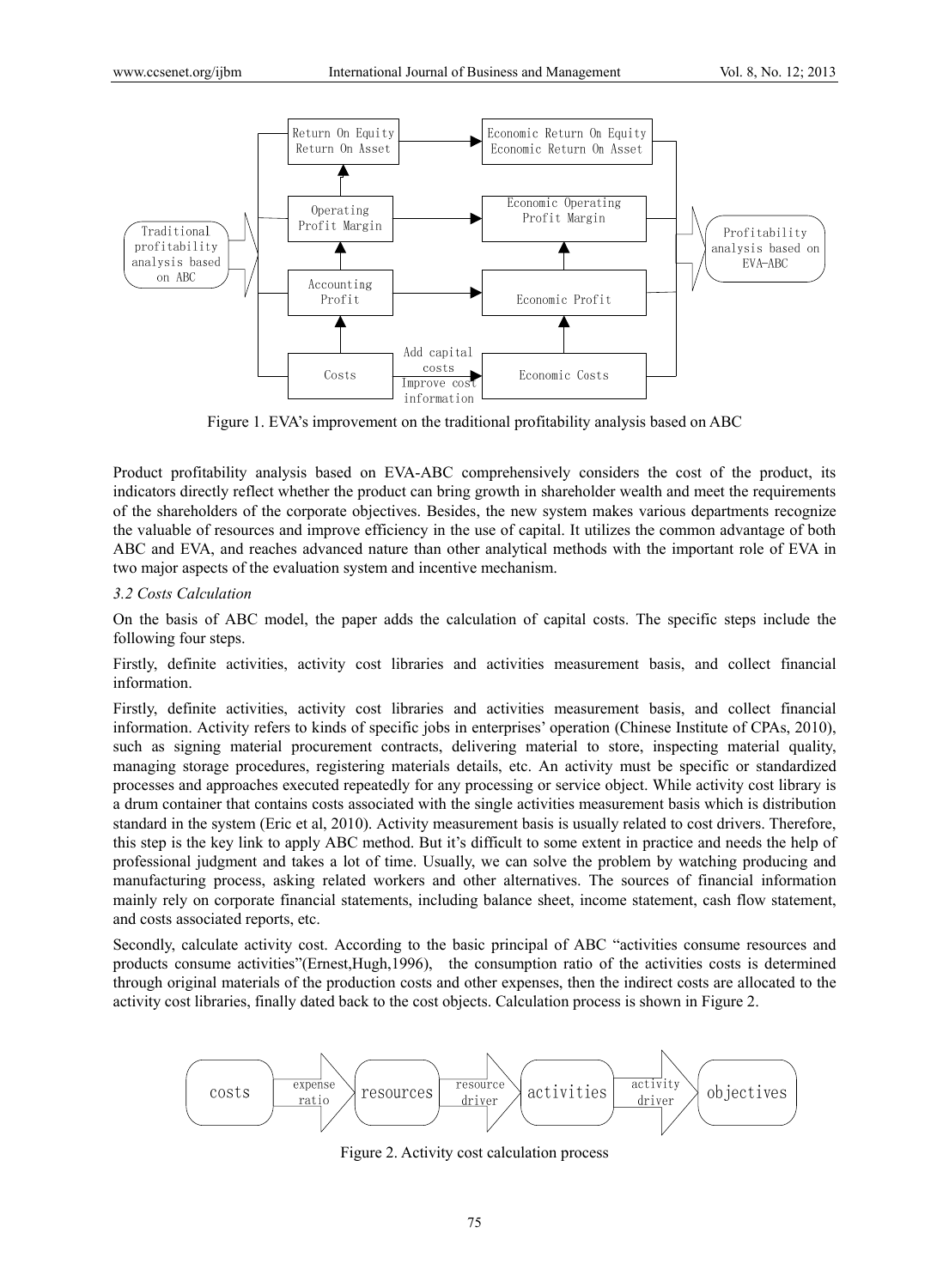Figure 1. EVA's improvement on the traditional profitability analysis based on ABC

Product profitability analysis based on EVA-ABC comprehensively considers the cost of the product, its indicators directly reflect whether the product can bring growth in shareholder wealth and meet the requirements of the shareholders of the corporate objectives. Besides, the new system makes various departments recognize the valuable of resources and improve efficiency in the use of capital. It utilizes the common advantage of both ABC and EVA, and reaches advanced nature than other analytical methods with the important role of EVA in two major aspects of the evaluation system and incentive mechanism.

### *3.2 Costs Calculation*

On the basis of ABC model, the paper adds the calculation of capital costs. The specific steps include the following four steps.

Firstly, definite activities, activity cost libraries and activities measurement basis, and collect financial information.

Firstly, definite activities, activity cost libraries and activities measurement basis, and collect financial information. Activity refers to kinds of specific jobs in enterprises' operation (Chinese Institute of CPAs, 2010), such as signing material procurement contracts, delivering material to store, inspecting material quality, managing storage procedures, registering materials details, etc. An activity must be specific or standardized processes and approaches executed repeatedly for any processing or service object. While activity cost library is a drum container that contains costs associated with the single activities measurement basis which is distribution standard in the system (Eric et al, 2010). Activity measurement basis is usually related to cost drivers. Therefore, this step is the key link to apply ABC method. But it's difficult to some extent in practice and needs the help of professional judgment and takes a lot of time. Usually, we can solve the problem by watching producing and manufacturing process, asking related workers and other alternatives. The sources of financial information mainly rely on corporate financial statements, including balance sheet, income statement, cash flow statement, and costs associated reports, etc.

Secondly, calculate activity cost. According to the basic principal of ABC "activities consume resources and products consume activities"(Ernest,Hugh,1996), the consumption ratio of the activities costs is determined through original materials of the production costs and other expenses, then the indirect costs are allocated to the activity cost libraries, finally dated back to the cost objects. Calculation process is shown in Figure 2.

Figure 2. Activity cost calculation process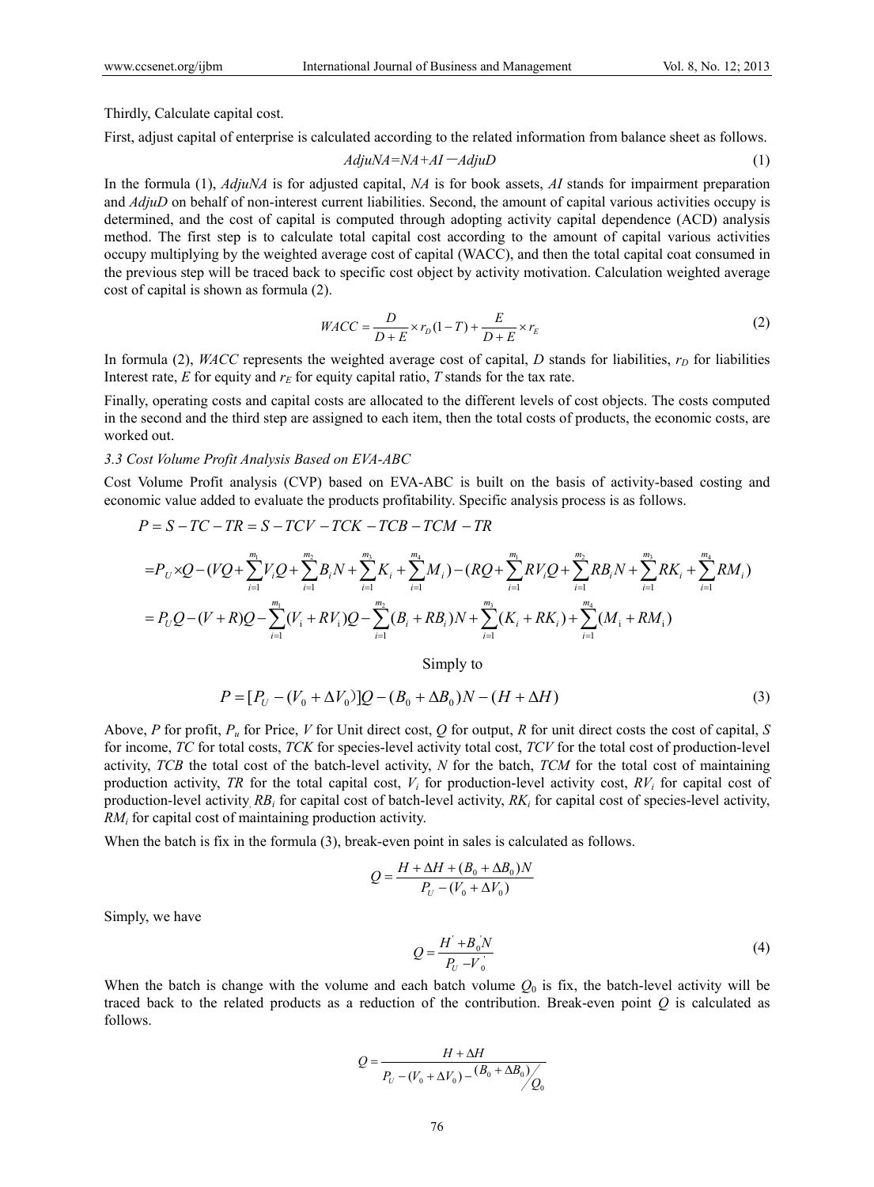Thirdly, Calculate capital cost.

First, adjust capital of enterprise is calculated according to the related information from balance sheet as follows.

$$AdjuNA=NA+AI-AdjuD \tag{1}$$

In the formula (1), *AdjuNA* is for adjusted capital, *NA* is for book assets, *AI* stands for impairment preparation and *AdjuD* on behalf of non-interest current liabilities. Second, the amount of capital various activities occupy is determined, and the cost of capital is computed through adopting activity capital dependence (ACD) analysis method. The first step is to calculate total capital cost according to the amount of capital various activities occupy multiplying by the weighted average cost of capital (WACC), and then the total capital coat consumed in the previous step will be traced back to specific cost object by activity motivation. Calculation weighted average cost of capital is shown as formula (2).

$$WACC = \frac{D}{D+E} \times r_D(1-T) + \frac{E}{D+E} \times r_E \tag{2}$$

In formula (2), *WACC* represents the weighted average cost of capital, *D* stands for liabilities, $r_D$ for liabilities Interest rate, *E* for equity and $r_E$ for equity capital ratio, *T* stands for the tax rate.

Finally, operating costs and capital costs are allocated to the different levels of cost objects. The costs computed in the second and the third step are assigned to each item, then the total costs of products, the economic costs, are worked out.

*3.3 Cost Volume Profit Analysis Based on EVA-ABC*

Cost Volume Profit analysis (CVP) based on EVA-ABC is built on the basis of activity-based costing and economic value added to evaluate the products profitability. Specific analysis process is as follows.

$$P = S - TC - TR = S - TCV - TCK - TCB - TCM - TR$$

$$= P_U \times Q - (VQ + \sum_{i=1}^{m_1} V_i Q + \sum_{i=1}^{m_2} B_i N + \sum_{i=1}^{m_3} K_i + \sum_{i=1}^{m_4} M_i) - (RQ + \sum_{i=1}^{m_1} RV_i Q + \sum_{i=1}^{m_2} RB_i N + \sum_{i=1}^{m_3} RK_i + \sum_{i=1}^{m_4} RM_i)$$

$$= P_U Q - (V+R)Q - \sum_{i=1}^{m_1}(V_i + RV_i)Q - \sum_{i=1}^{m_2}(B_i + RB_i)N + \sum_{i=1}^{m_3}(K_i + RK_i) + \sum_{i=1}^{m_4}(M_i + RM_i)$$

Simply to

$$P = [P_U - (V_0 + \Delta V_0)]Q - (B_0 + \Delta B_0)N - (H + \Delta H) \tag{3}$$

Above, *P* for profit, $P_u$ for Price, *V* for Unit direct cost, *Q* for output, *R* for unit direct costs the cost of capital, *S* for income, *TC* for total costs, *TCK* for species-level activity total cost, *TCV* for the total cost of production-level activity, *TCB* the total cost of the batch-level activity, *N* for the batch, *TCM* for the total cost of maintaining production activity, *TR* for the total capital cost, $V_i$ for production-level activity cost, $RV_i$ for capital cost of production-level activity, $RB_i$ for capital cost of batch-level activity, $RK_i$ for capital cost of species-level activity, $RM_i$ for capital cost of maintaining production activity.

When the batch is fix in the formula (3), break-even point in sales is calculated as follows.

$$Q = \frac{H + \Delta H + (B_0 + \Delta B_0)N}{P_U - (V_0 + \Delta V_0)}$$

Simply, we have

$$Q = \frac{H' + B_0' N}{P_U - V_0'} \tag{4}$$

When the batch is change with the volume and each batch volume $Q_0$ is fix, the batch-level activity will be traced back to the related products as a reduction of the contribution. Break-even point *Q* is calculated as follows.

$$Q = \frac{H + \Delta H}{P_U - (V_0 + \Delta V_0) - (B_0 + \Delta B_0)/Q_0}$$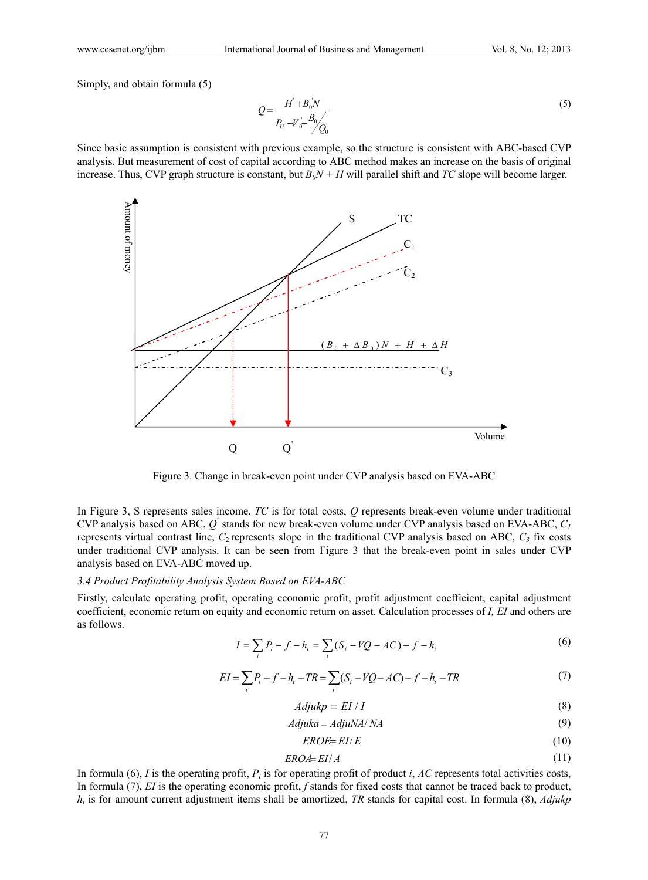Simply, and obtain formula (5)

$$Q = \frac{H' + B_0' N}{P_U - V_0' - B_0' / Q_0} \tag{5}$$

Since basic assumption is consistent with previous example, so the structure is consistent with ABC-based CVP analysis. But measurement of cost of capital according to ABC method makes an increase on the basis of original increase. Thus, CVP graph structure is constant, but $B_0N + H$ will parallel shift and $TC$ slope will become larger.

Figure 3. Change in break-even point under CVP analysis based on EVA-ABC

In Figure 3, S represents sales income, $TC$ is for total costs, $Q$ represents break-even volume under traditional CVP analysis based on ABC, $Q'$ stands for new break-even volume under CVP analysis based on EVA-ABC, $C_1$ represents virtual contrast line, $C_2$ represents slope in the traditional CVP analysis based on ABC, $C_3$ fix costs under traditional CVP analysis. It can be seen from Figure 3 that the break-even point in sales under CVP analysis based on EVA-ABC moved up.

### *3.4 Product Profitability Analysis System Based on EVA-ABC*

Firstly, calculate operating profit, operating economic profit, profit adjustment coefficient, capital adjustment coefficient, economic return on equity and economic return on asset. Calculation processes of *I*, *EI* and others are as follows.

$$I = \sum_i P_i - f - h_t = \sum_i (S_i - VQ - AC) - f - h_t \tag{6}$$

$$EI = \sum_i P_i - f - h_t - TR = \sum_i (S_i - VQ - AC) - f - h_t - TR \tag{7}$$

$$Adjukp = EI / I \tag{8}$$

$$Adjuka = AdjuNA / NA \tag{9}$$

$$EROE = EI / E \tag{10}$$

$$EROA = EI / A \tag{11}$$

In formula (6), $I$ is the operating profit, $P_i$ is for operating profit of product $i$, $AC$ represents total activities costs, In formula (7), $EI$ is the operating economic profit, $f$ stands for fixed costs that cannot be traced back to product, $h_t$ is for amount current adjustment items shall be amortized, $TR$ stands for capital cost. In formula (8), *Adjukp*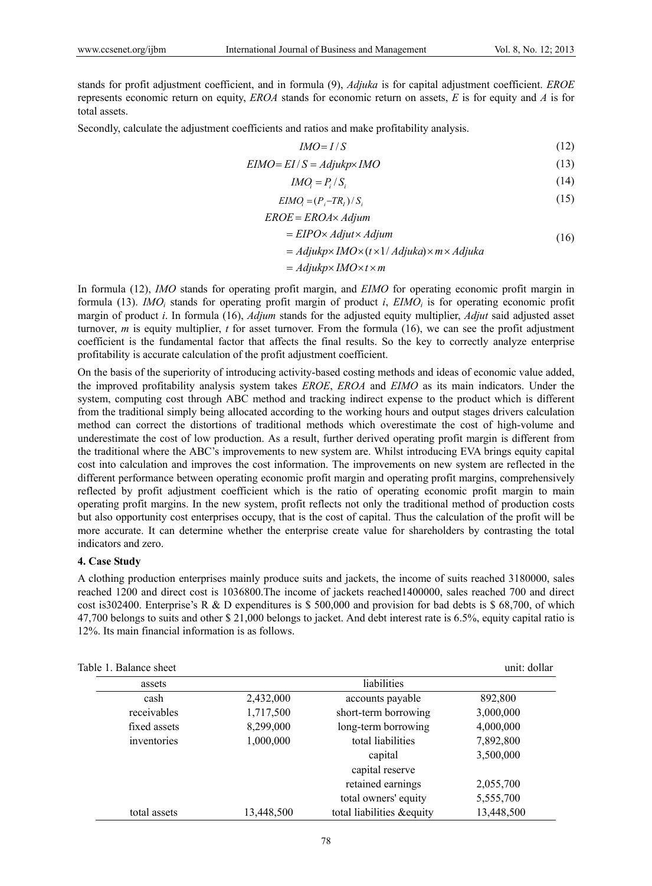stands for profit adjustment coefficient, and in formula (9), *Adjuka* is for capital adjustment coefficient. *EROE* represents economic return on equity, *EROA* stands for economic return on assets, *E* is for equity and *A* is for total assets.

Secondly, calculate the adjustment coefficients and ratios and make profitability analysis.

$$IMO = I / S \tag{12}$$

$$EIMO = EI / S = Adjukp \times IMO \tag{13}$$

$$IMO_i = P_i / S_i \tag{14}$$

$$EIMO_i = (P_i - TR_I) / S_i \tag{15}$$

$$\begin{aligned} EROE &= EROA \times Adjum \\ &= EIPO \times Adjut \times Adjum \\ &= Adjukp \times IMO \times (t \times 1 / Adjuka) \times m \times Adjuka \\ &= Adjukp \times IMO \times t \times m \end{aligned} \tag{16}$$

In formula (12), *IMO* stands for operating profit margin, and *EIMO* for operating economic profit margin in formula (13). $IMO_i$ stands for operating profit margin of product *i*, $EIMO_i$ is for operating economic profit margin of product *i*. In formula (16), *Adjum* stands for the adjusted equity multiplier, *Adjut* said adjusted asset turnover, *m* is equity multiplier, *t* for asset turnover. From the formula (16), we can see the profit adjustment coefficient is the fundamental factor that affects the final results. So the key to correctly analyze enterprise profitability is accurate calculation of the profit adjustment coefficient.

On the basis of the superiority of introducing activity-based costing methods and ideas of economic value added, the improved profitability analysis system takes *EROE*, *EROA* and *EIMO* as its main indicators. Under the system, computing cost through ABC method and tracking indirect expense to the product which is different from the traditional simply being allocated according to the working hours and output stages drivers calculation method can correct the distortions of traditional methods which overestimate the cost of high-volume and underestimate the cost of low production. As a result, further derived operating profit margin is different from the traditional where the ABC's improvements to new system are. Whilst introducing EVA brings equity capital cost into calculation and improves the cost information. The improvements on new system are reflected in the different performance between operating economic profit margin and operating profit margins, comprehensively reflected by profit adjustment coefficient which is the ratio of operating economic profit margin to main operating profit margins. In the new system, profit reflects not only the traditional method of production costs but also opportunity cost enterprises occupy, that is the cost of capital. Thus the calculation of the profit will be more accurate. It can determine whether the enterprise create value for shareholders by contrasting the total indicators and zero.

## 4. Case Study

A clothing production enterprises mainly produce suits and jackets, the income of suits reached 3180000, sales reached 1200 and direct cost is 1036800.The income of jackets reached1400000, sales reached 700 and direct cost is302400. Enterprise's R & D expenditures is $ 500,000 and provision for bad debts is $ 68,700, of which 47,700 belongs to suits and other $ 21,000 belongs to jacket. And debt interest rate is 6.5%, equity capital ratio is 12%. Its main financial information is as follows.

Table 1. Balance sheet unit: dollar

| assets | | liabilities | |
|---|---|---|---|
| cash | 2,432,000 | accounts payable | 892,800 |
| receivables | 1,717,500 | short-term borrowing | 3,000,000 |
| fixed assets | 8,299,000 | long-term borrowing | 4,000,000 |
| inventories | 1,000,000 | total liabilities | 7,892,800 |
| | | capital | 3,500,000 |
| | | capital reserve | |
| | | retained earnings | 2,055,700 |
| | | total owners' equity | 5,555,700 |
| total assets | 13,448,500 | total liabilities &equity | 13,448,500 |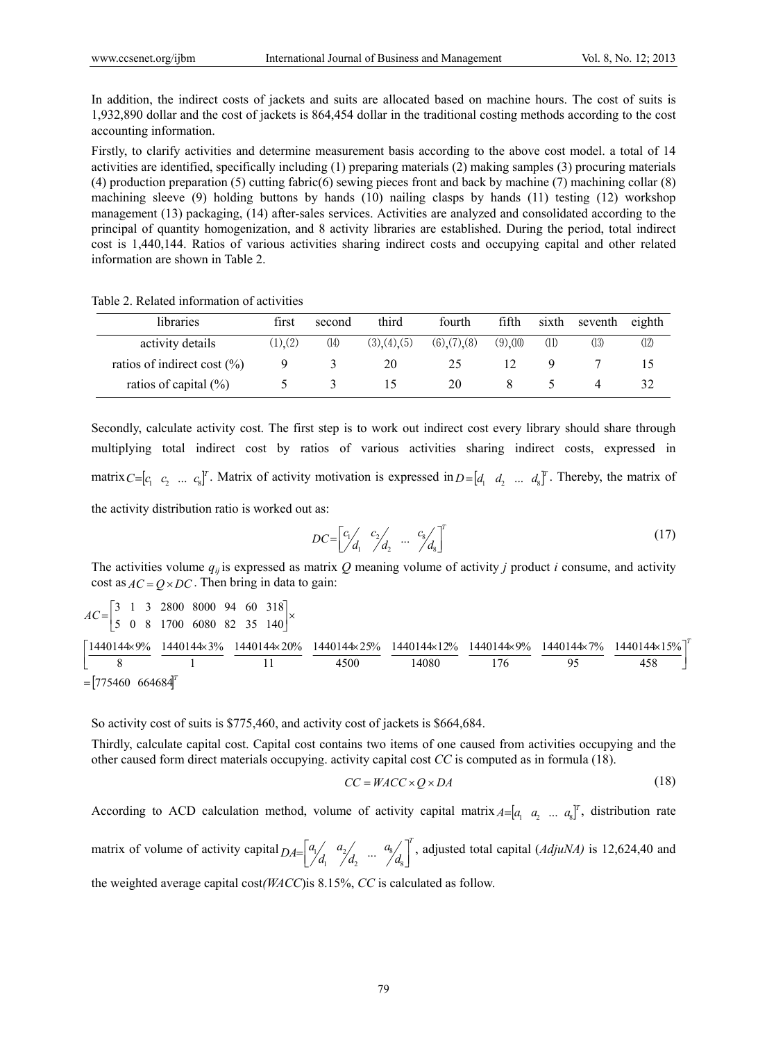In addition, the indirect costs of jackets and suits are allocated based on machine hours. The cost of suits is 1,932,890 dollar and the cost of jackets is 864,454 dollar in the traditional costing methods according to the cost accounting information.

Firstly, to clarify activities and determine measurement basis according to the above cost model. a total of 14 activities are identified, specifically including (1) preparing materials (2) making samples (3) procuring materials (4) production preparation (5) cutting fabric(6) sewing pieces front and back by machine (7) machining collar (8) machining sleeve (9) holding buttons by hands (10) nailing clasps by hands (11) testing (12) workshop management (13) packaging, (14) after-sales services. Activities are analyzed and consolidated according to the principal of quantity homogenization, and 8 activity libraries are established. During the period, total indirect cost is 1,440,144. Ratios of various activities sharing indirect costs and occupying capital and other related information are shown in Table 2.

Table 2. Related information of activities

| libraries | first | second | third | fourth | fifth | sixth | seventh | eighth |
|---|---|---|---|---|---|---|---|---|
| activity details | (1),(2) | (14) | (3),(4),(5) | (6),(7),(8) | (9),(10) | (11) | (13) | (12) |
| ratios of indirect cost (%) | 9 | 3 | 20 | 25 | 12 | 9 | 7 | 15 |
| ratios of capital (%) | 5 | 3 | 15 | 20 | 8 | 5 | 4 | 32 |

Secondly, calculate activity cost. The first step is to work out indirect cost every library should share through multiplying total indirect cost by ratios of various activities sharing indirect costs, expressed in matrix $C=[c_1 \;\; c_2 \;\; ... \;\; c_8]^T$. Matrix of activity motivation is expressed in $D=[d_1 \;\; d_2 \;\; ... \;\; d_8]^T$. Thereby, the matrix of the activity distribution ratio is worked out as:

$$DC=\left[\frac{c_1}{d_1} \;\; \frac{c_2}{d_2} \;\; ... \;\; \frac{c_8}{d_8}\right]^T \tag{17}$$

The activities volume $q_{ij}$ is expressed as matrix $Q$ meaning volume of activity $j$ product $i$ consume, and activity cost as $AC = Q \times DC$. Then bring in data to gain:

$$AC=\begin{bmatrix} 3 & 1 & 3 & 2800 & 8000 & 94 & 60 & 318 \\ 5 & 0 & 8 & 1700 & 6080 & 82 & 35 & 140 \end{bmatrix}\times$$

$$\left[\frac{1440144\times 9\%}{8} \;\; \frac{1440144\times 3\%}{1} \;\; \frac{1440144\times 20\%}{11} \;\; \frac{1440144\times 25\%}{4500} \;\; \frac{1440144\times 12\%}{14080} \;\; \frac{1440144\times 9\%}{176} \;\; \frac{1440144\times 7\%}{95} \;\; \frac{1440144\times 15\%}{458}\right]^T$$

$$=[775460 \;\; 664684]^T$$

So activity cost of suits is $775,460, and activity cost of jackets is $664,684.

Thirdly, calculate capital cost. Capital cost contains two items of one caused from activities occupying and the other caused form direct materials occupying. activity capital cost $CC$ is computed as in formula (18).

$$CC = WACC \times Q \times DA \tag{18}$$

According to ACD calculation method, volume of activity capital matrix $A=[a_1 \;\; a_2 \;\; ... \;\; a_8]^T$, distribution rate matrix of volume of activity capital $DA=\left[\frac{a_1}{d_1} \;\; \frac{a_2}{d_2} \;\; ... \;\; \frac{a_8}{d_8}\right]^T$, adjusted total capital (*AdjuNA)* is 12,624,40 and the weighted average capital cost*(WACC*)is 8.15%, $CC$ is calculated as follow.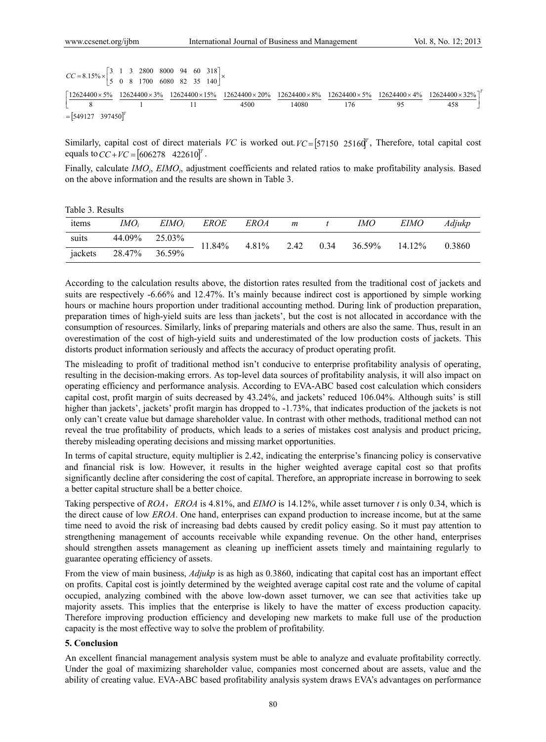$$CC = 8.15\% \times \begin{bmatrix} 3 & 1 & 3 & 2800 & 8000 & 94 & 60 & 318 \\ 5 & 0 & 8 & 1700 & 6080 & 82 & 35 & 140 \end{bmatrix} \times$$

$$\begin{bmatrix} \frac{12624400 \times 5\%}{8} & \frac{12624400 \times 3\%}{1} & \frac{12624400 \times 15\%}{11} & \frac{12624400 \times 20\%}{4500} & \frac{12624400 \times 8\%}{14080} & \frac{12624400 \times 5\%}{176} & \frac{12624400 \times 4\%}{95} & \frac{12624400 \times 32\%}{458} \end{bmatrix}^T$$

$$= \begin{bmatrix} 549127 & 397450 \end{bmatrix}^T$$

Similarly, capital cost of direct materials $VC$ is worked out. $VC = \begin{bmatrix} 57150 & 25160 \end{bmatrix}^T$, Therefore, total capital cost equals to $CC + VC = \begin{bmatrix} 606278 & 422610 \end{bmatrix}^T$.

Finally, calculate $IMO_i$, $EIMO_i$, adjustment coefficients and related ratios to make profitability analysis. Based on the above information and the results are shown in Table 3.

Table 3. Results

| items | $IMO_i$ | $EIMO_i$ | $EROE$ | $EROA$ | $m$ | $t$ | $IMO$ | $EIMO$ | $Adjukp$ |
|---|---|---|---|---|---|---|---|---|---|
| suits | 44.09% | 25.03% | 11.84% | 4.81% | 2.42 | 0.34 | 36.59% | 14.12% | 0.3860 |
| jackets | 28.47% | 36.59% | | | | | | | |

According to the calculation results above, the distortion rates resulted from the traditional cost of jackets and suits are respectively -6.66% and 12.47%. It's mainly because indirect cost is apportioned by simple working hours or machine hours proportion under traditional accounting method. During link of production preparation, preparation times of high-yield suits are less than jackets', but the cost is not allocated in accordance with the consumption of resources. Similarly, links of preparing materials and others are also the same. Thus, result in an overestimation of the cost of high-yield suits and underestimated of the low production costs of jackets. This distorts product information seriously and affects the accuracy of product operating profit.

The misleading to profit of traditional method isn't conducive to enterprise profitability analysis of operating, resulting in the decision-making errors. As top-level data sources of profitability analysis, it will also impact on operating efficiency and performance analysis. According to EVA-ABC based cost calculation which considers capital cost, profit margin of suits decreased by 43.24%, and jackets' reduced 106.04%. Although suits' is still higher than jackets', jackets' profit margin has dropped to -1.73%, that indicates production of the jackets is not only can't create value but damage shareholder value. In contrast with other methods, traditional method can not reveal the true profitability of products, which leads to a series of mistakes cost analysis and product pricing, thereby misleading operating decisions and missing market opportunities.

In terms of capital structure, equity multiplier is 2.42, indicating the enterprise's financing policy is conservative and financial risk is low. However, it results in the higher weighted average capital cost so that profits significantly decline after considering the cost of capital. Therefore, an appropriate increase in borrowing to seek a better capital structure shall be a better choice.

Taking perspective of $ROA$，$EROA$ is 4.81%, and $EIMO$ is 14.12%, while asset turnover $t$ is only 0.34, which is the direct cause of low $EROA$. One hand, enterprises can expand production to increase income, but at the same time need to avoid the risk of increasing bad debts caused by credit policy easing. So it must pay attention to strengthening management of accounts receivable while expanding revenue. On the other hand, enterprises should strengthen assets management as cleaning up inefficient assets timely and maintaining regularly to guarantee operating efficiency of assets.

From the view of main business, $Adjukp$ is as high as 0.3860, indicating that capital cost has an important effect on profits. Capital cost is jointly determined by the weighted average capital cost rate and the volume of capital occupied, analyzing combined with the above low-down asset turnover, we can see that activities take up majority assets. This implies that the enterprise is likely to have the matter of excess production capacity. Therefore improving production efficiency and developing new markets to make full use of the production capacity is the most effective way to solve the problem of profitability.

## 5. Conclusion

An excellent financial management analysis system must be able to analyze and evaluate profitability correctly. Under the goal of maximizing shareholder value, companies most concerned about are assets, value and the ability of creating value. EVA-ABC based profitability analysis system draws EVA's advantages on performance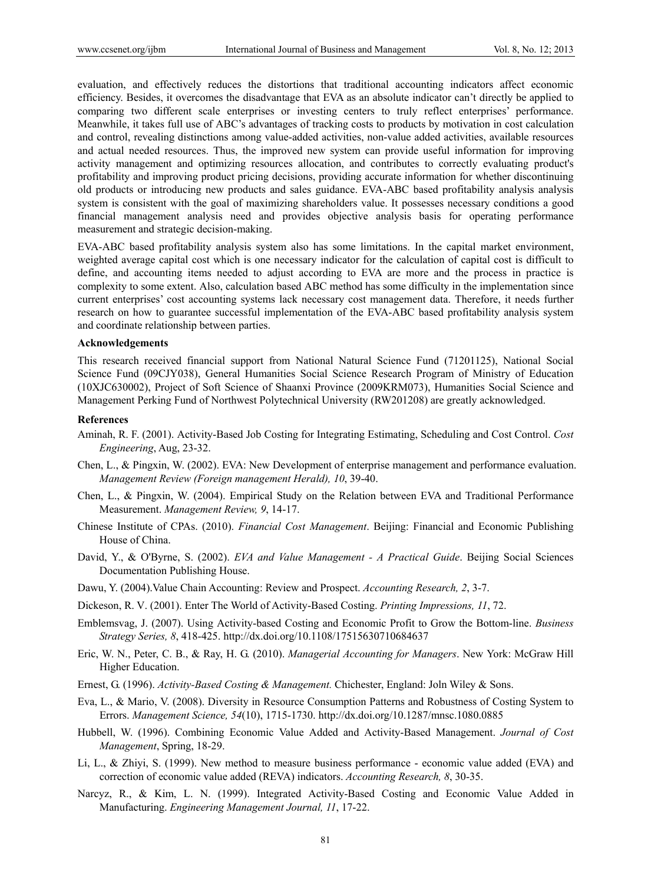evaluation, and effectively reduces the distortions that traditional accounting indicators affect economic efficiency. Besides, it overcomes the disadvantage that EVA as an absolute indicator can't directly be applied to comparing two different scale enterprises or investing centers to truly reflect enterprises' performance. Meanwhile, it takes full use of ABC's advantages of tracking costs to products by motivation in cost calculation and control, revealing distinctions among value-added activities, non-value added activities, available resources and actual needed resources. Thus, the improved new system can provide useful information for improving activity management and optimizing resources allocation, and contributes to correctly evaluating product's profitability and improving product pricing decisions, providing accurate information for whether discontinuing old products or introducing new products and sales guidance. EVA-ABC based profitability analysis analysis system is consistent with the goal of maximizing shareholders value. It possesses necessary conditions a good financial management analysis need and provides objective analysis basis for operating performance measurement and strategic decision-making.

EVA-ABC based profitability analysis system also has some limitations. In the capital market environment, weighted average capital cost which is one necessary indicator for the calculation of capital cost is difficult to define, and accounting items needed to adjust according to EVA are more and the process in practice is complexity to some extent. Also, calculation based ABC method has some difficulty in the implementation since current enterprises' cost accounting systems lack necessary cost management data. Therefore, it needs further research on how to guarantee successful implementation of the EVA-ABC based profitability analysis system and coordinate relationship between parties.

**Acknowledgements**

This research received financial support from National Natural Science Fund (71201125), National Social Science Fund (09CJY038), General Humanities Social Science Research Program of Ministry of Education (10XJC630002), Project of Soft Science of Shaanxi Province (2009KRM073), Humanities Social Science and Management Perking Fund of Northwest Polytechnical University (RW201208) are greatly acknowledged.

**References**

Aminah, R. F. (2001). Activity-Based Job Costing for Integrating Estimating, Scheduling and Cost Control. *Cost Engineering*, Aug, 23-32.

Chen, L., & Pingxin, W. (2002). EVA: New Development of enterprise management and performance evaluation. *Management Review (Foreign management Herald), 10*, 39-40.

Chen, L., & Pingxin, W. (2004). Empirical Study on the Relation between EVA and Traditional Performance Measurement. *Management Review, 9*, 14-17.

Chinese Institute of CPAs. (2010). *Financial Cost Management*. Beijing: Financial and Economic Publishing House of China.

David, Y., & O'Byrne, S. (2002). *EVA and Value Management - A Practical Guide*. Beijing Social Sciences Documentation Publishing House.

Dawu, Y. (2004).Value Chain Accounting: Review and Prospect. *Accounting Research, 2*, 3-7.

Dickeson, R. V. (2001). Enter The World of Activity-Based Costing. *Printing Impressions, 11*, 72.

Emblemsvag, J. (2007). Using Activity-based Costing and Economic Profit to Grow the Bottom-line. *Business Strategy Series, 8*, 418-425. http://dx.doi.org/10.1108/17515630710684637

Eric, W. N., Peter, C. B., & Ray, H. G. (2010). *Managerial Accounting for Managers*. New York: McGraw Hill Higher Education.

Ernest, G. (1996). *Activity-Based Costing & Management.* Chichester, England: Joln Wiley & Sons.

Eva, L., & Mario, V. (2008). Diversity in Resource Consumption Patterns and Robustness of Costing System to Errors. *Management Science, 54*(10), 1715-1730. http://dx.doi.org/10.1287/mnsc.1080.0885

Hubbell, W. (1996). Combining Economic Value Added and Activity-Based Management. *Journal of Cost Management*, Spring, 18-29.

Li, L., & Zhiyi, S. (1999). New method to measure business performance - economic value added (EVA) and correction of economic value added (REVA) indicators. *Accounting Research, 8*, 30-35.

Narcyz, R., & Kim, L. N. (1999). Integrated Activity-Based Costing and Economic Value Added in Manufacturing. *Engineering Management Journal, 11*, 17-22.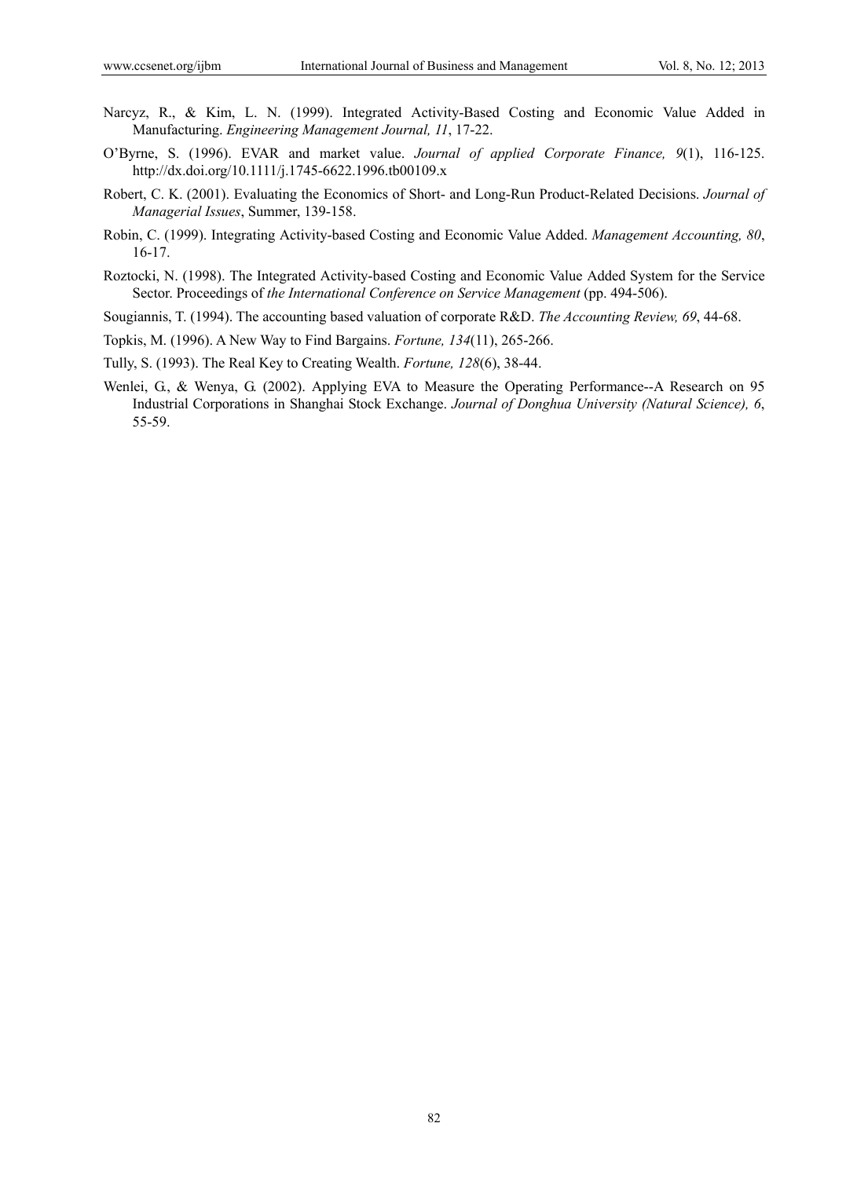Narcyz, R., & Kim, L. N. (1999). Integrated Activity-Based Costing and Economic Value Added in Manufacturing. *Engineering Management Journal, 11*, 17-22.

O'Byrne, S. (1996). EVAR and market value. *Journal of applied Corporate Finance, 9*(1), 116-125. http://dx.doi.org/10.1111/j.1745-6622.1996.tb00109.x

Robert, C. K. (2001). Evaluating the Economics of Short- and Long-Run Product-Related Decisions. *Journal of Managerial Issues*, Summer, 139-158.

Robin, C. (1999). Integrating Activity-based Costing and Economic Value Added. *Management Accounting, 80*, 16-17.

Roztocki, N. (1998). The Integrated Activity-based Costing and Economic Value Added System for the Service Sector. Proceedings of *the International Conference on Service Management* (pp. 494-506).

Sougiannis, T. (1994). The accounting based valuation of corporate R&D. *The Accounting Review, 69*, 44-68.

Topkis, M. (1996). A New Way to Find Bargains. *Fortune, 134*(11), 265-266.

Tully, S. (1993). The Real Key to Creating Wealth. *Fortune, 128*(6), 38-44.

Wenlei, G., & Wenya, G. (2002). Applying EVA to Measure the Operating Performance--A Research on 95 Industrial Corporations in Shanghai Stock Exchange. *Journal of Donghua University (Natural Science), 6*, 55-59.